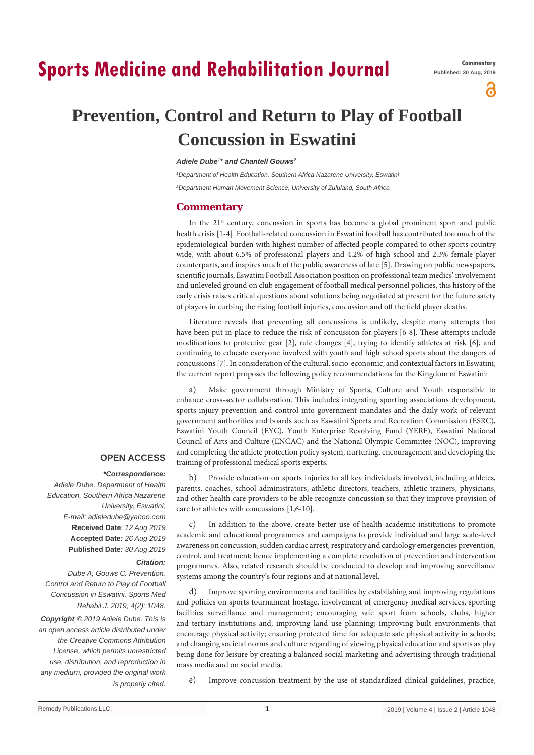# Prevention, Control and Return to Play of Football Concussion in Eswatini

***Adiele Dube[1]* and Chantell Gouws[2]***

*[1]Department of Health Education, Southern Africa Nazarene University, Eswatini*

*[2]Department Human Movement Science, University of Zululand, South Africa*

## Commentary

In the 21st century, concussion in sports has become a global prominent sport and public health crisis [1-4]. Football-related concussion in Eswatini football has contributed too much of the epidemiological burden with highest number of affected people compared to other sports country wide, with about 6.5% of professional players and 4.2% of high school and 2.3% female player counterparts, and inspires much of the public awareness of late [5]. Drawing on public newspapers, scientific journals, Eswatini Football Association position on professional team medics' involvement and unleveled ground on club engagement of football medical personnel policies, this history of the early crisis raises critical questions about solutions being negotiated at present for the future safety of players in curbing the rising football injuries, concussion and off the field player deaths.

Literature reveals that preventing all concussions is unlikely, despite many attempts that have been put in place to reduce the risk of concussion for players [6-8]. These attempts include modifications to protective gear [2], rule changes [4], trying to identify athletes at risk [6], and continuing to educate everyone involved with youth and high school sports about the dangers of concussions [7]. In consideration of the cultural, socio-economic, and contextual factors in Eswatini, the current report proposes the following policy recommendations for the Kingdom of Eswatini:

a) Make government through Ministry of Sports, Culture and Youth responsible to enhance cross-sector collaboration. This includes integrating sporting associations development, sports injury prevention and control into government mandates and the daily work of relevant government authorities and boards such as Eswatini Sports and Recreation Commission (ESRC), Eswatini Youth Council (EYC), Youth Enterprise Revolving Fund (YERF), Eswatini National Council of Arts and Culture (ENCAC) and the National Olympic Committee (NOC), improving and completing the athlete protection policy system, nurturing, encouragement and developing the training of professional medical sports experts.

b) Provide education on sports injuries to all key individuals involved, including athletes, parents, coaches, school administrators, athletic directors, teachers, athletic trainers, physicians, and other health care providers to be able recognize concussion so that they improve provision of care for athletes with concussions [1,6-10].

c) In addition to the above, create better use of health academic institutions to promote academic and educational programmes and campaigns to provide individual and large scale-level awareness on concussion, sudden cardiac arrest, respiratory and cardiology emergencies prevention, control, and treatment; hence implementing a complete revolution of prevention and intervention programmes. Also, related research should be conducted to develop and improving surveillance systems among the country's four regions and at national level.

d) Improve sporting environments and facilities by establishing and improving regulations and policies on sports tournament hostage, involvement of emergency medical services, sporting facilities surveillance and management; encouraging safe sport from schools, clubs, higher and tertiary institutions and; improving land use planning; improving built environments that encourage physical activity; ensuring protected time for adequate safe physical activity in schools; and changing societal norms and culture regarding of viewing physical education and sports as play being done for leisure by creating a balanced social marketing and advertising through traditional mass media and on social media.

e) Improve concussion treatment by the use of standardized clinical guidelines, practice,

**OPEN ACCESS**

***Correspondence:**

*Adiele Dube, Department of Health Education, Southern Africa Nazarene University, Eswatini;*

*E-mail: adieledube@yahoo.com*

**Received Date**: *12 Aug 2019*

**Accepted Date:** *26 Aug 2019*

**Published Date:** *30 Aug 2019*

***Citation:***

*Dube A, Gouws C. Prevention, Control and Return to Play of Football Concussion in Eswatini. Sports Med Rehabil J. 2019; 4(2): 1048.*

***Copyright** © 2019 Adiele Dube. This is an open access article distributed under the Creative Commons Attribution License, which permits unrestricted use, distribution, and reproduction in any medium, provided the original work is properly cited.*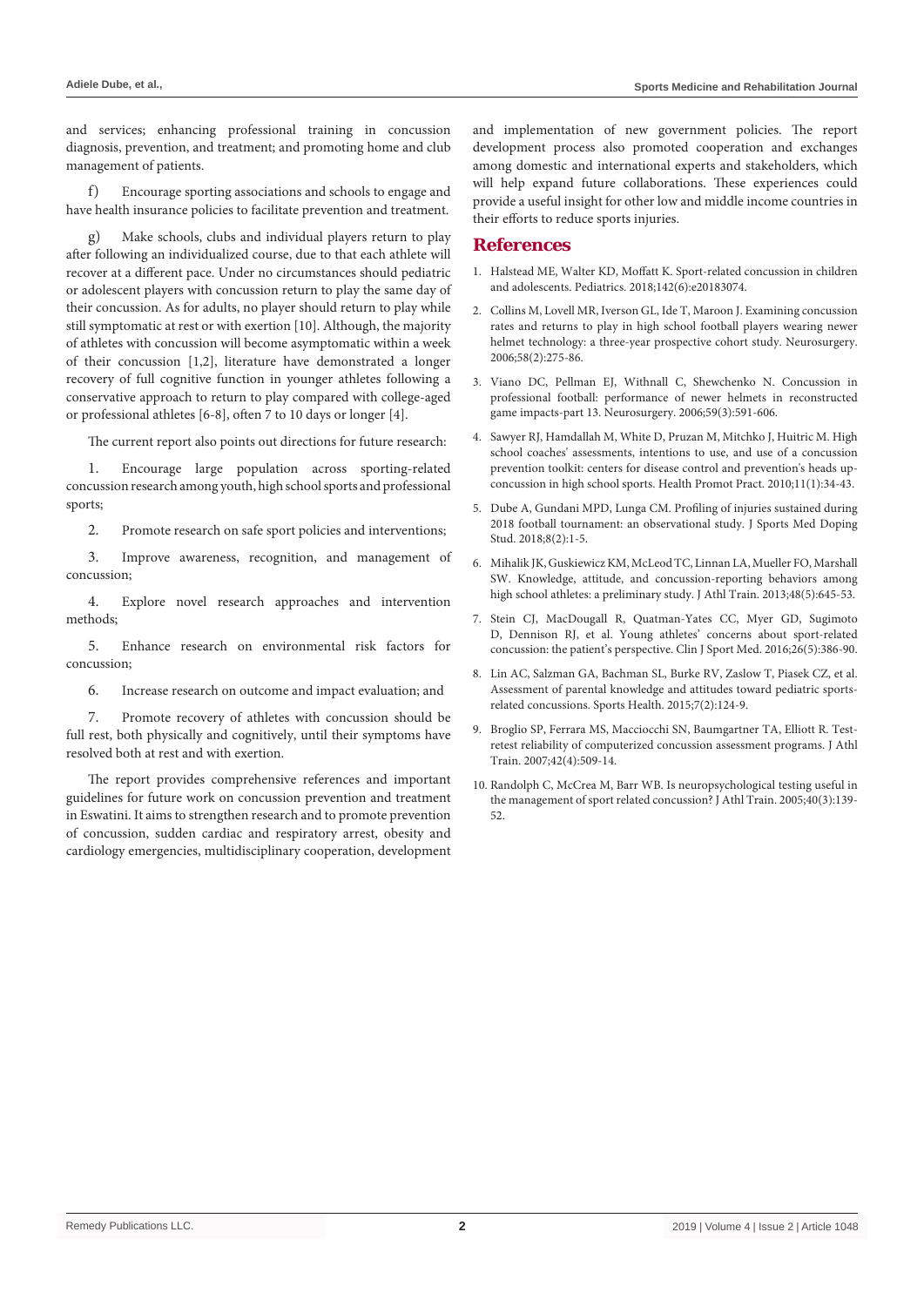and services; enhancing professional training in concussion diagnosis, prevention, and treatment; and promoting home and club management of patients.

f) Encourage sporting associations and schools to engage and have health insurance policies to facilitate prevention and treatment.

g) Make schools, clubs and individual players return to play after following an individualized course, due to that each athlete will recover at a different pace. Under no circumstances should pediatric or adolescent players with concussion return to play the same day of their concussion. As for adults, no player should return to play while still symptomatic at rest or with exertion [10]. Although, the majority of athletes with concussion will become asymptomatic within a week of their concussion [1,2], literature have demonstrated a longer recovery of full cognitive function in younger athletes following a conservative approach to return to play compared with college-aged or professional athletes [6-8], often 7 to 10 days or longer [4].

The current report also points out directions for future research:

1. Encourage large population across sporting-related concussion research among youth, high school sports and professional sports;

2. Promote research on safe sport policies and interventions;

3. Improve awareness, recognition, and management of concussion;

4. Explore novel research approaches and intervention methods;

5. Enhance research on environmental risk factors for concussion;

6. Increase research on outcome and impact evaluation; and

7. Promote recovery of athletes with concussion should be full rest, both physically and cognitively, until their symptoms have resolved both at rest and with exertion.

The report provides comprehensive references and important guidelines for future work on concussion prevention and treatment in Eswatini. It aims to strengthen research and to promote prevention of concussion, sudden cardiac and respiratory arrest, obesity and cardiology emergencies, multidisciplinary cooperation, development and implementation of new government policies. The report development process also promoted cooperation and exchanges among domestic and international experts and stakeholders, which will help expand future collaborations. These experiences could provide a useful insight for other low and middle income countries in their efforts to reduce sports injuries.

## References

1. Halstead ME, Walter KD, Moffatt K. Sport-related concussion in children and adolescents. Pediatrics. 2018;142(6):e20183074.

2. Collins M, Lovell MR, Iverson GL, Ide T, Maroon J. Examining concussion rates and returns to play in high school football players wearing newer helmet technology: a three-year prospective cohort study. Neurosurgery. 2006;58(2):275-86.

3. Viano DC, Pellman EJ, Withnall C, Shewchenko N. Concussion in professional football: performance of newer helmets in reconstructed game impacts-part 13. Neurosurgery. 2006;59(3):591-606.

4. Sawyer RJ, Hamdallah M, White D, Pruzan M, Mitchko J, Huitric M. High school coaches' assessments, intentions to use, and use of a concussion prevention toolkit: centers for disease control and prevention's heads up-concussion in high school sports. Health Promot Pract. 2010;11(1):34-43.

5. Dube A, Gundani MPD, Lunga CM. Profiling of injuries sustained during 2018 football tournament: an observational study. J Sports Med Doping Stud. 2018;8(2):1-5.

6. Mihalik JK, Guskiewicz KM, McLeod TC, Linnan LA, Mueller FO, Marshall SW. Knowledge, attitude, and concussion-reporting behaviors among high school athletes: a preliminary study. J Athl Train. 2013;48(5):645-53.

7. Stein CJ, MacDougall R, Quatman-Yates CC, Myer GD, Sugimoto D, Dennison RJ, et al. Young athletes' concerns about sport-related concussion: the patient's perspective. Clin J Sport Med. 2016;26(5):386-90.

8. Lin AC, Salzman GA, Bachman SL, Burke RV, Zaslow T, Piasek CZ, et al. Assessment of parental knowledge and attitudes toward pediatric sports-related concussions. Sports Health. 2015;7(2):124-9.

9. Broglio SP, Ferrara MS, Macciocchi SN, Baumgartner TA, Elliott R. Test-retest reliability of computerized concussion assessment programs. J Athl Train. 2007;42(4):509-14.

10. Randolph C, McCrea M, Barr WB. Is neuropsychological testing useful in the management of sport related concussion? J Athl Train. 2005;40(3):139-52.